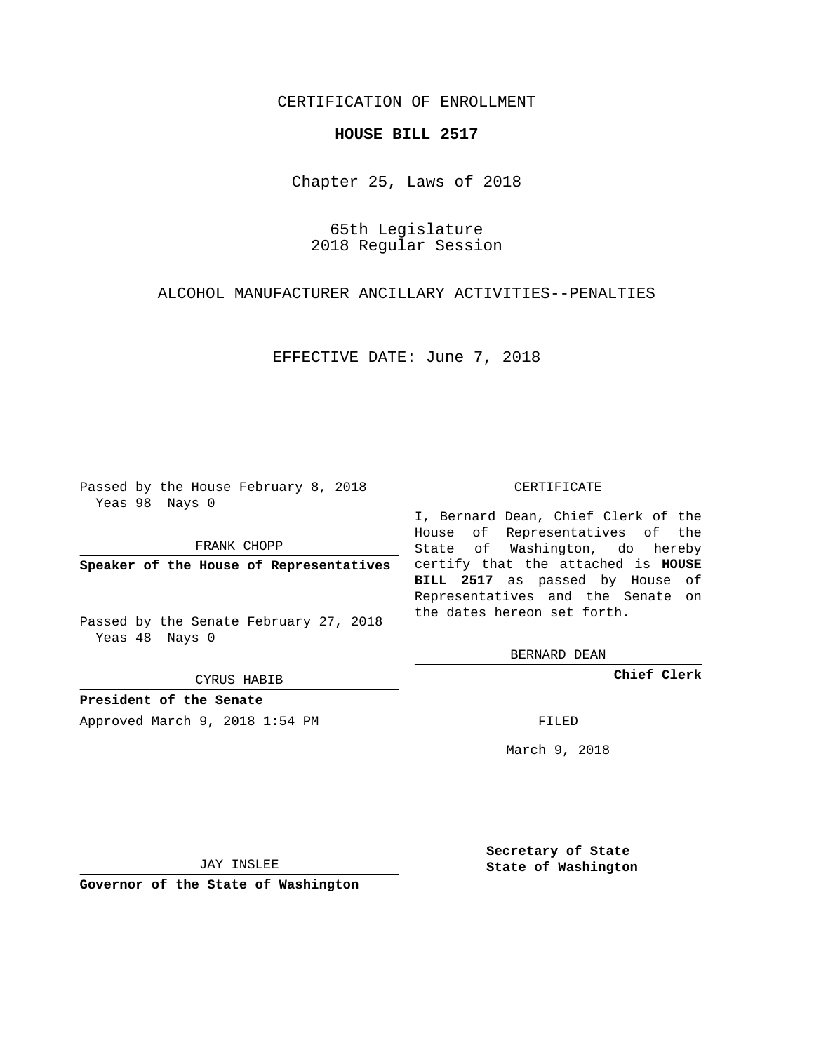CERTIFICATION OF ENROLLMENT

**HOUSE BILL 2517**

Chapter 25, Laws of 2018

65th Legislature
2018 Regular Session

ALCOHOL MANUFACTURER ANCILLARY ACTIVITIES--PENALTIES

EFFECTIVE DATE: June 7, 2018

Passed by the House February 8, 2018
Yeas 98 Nays 0

FRANK CHOPP

**Speaker of the House of Representatives**

Passed by the Senate February 27, 2018
Yeas 48 Nays 0

CYRUS HABIB

**President of the Senate**

CERTIFICATE

I, Bernard Dean, Chief Clerk of the House of Representatives of the State of Washington, do hereby certify that the attached is **HOUSE BILL 2517** as passed by House of Representatives and the Senate on the dates hereon set forth.

BERNARD DEAN

**Chief Clerk**

Approved March 9, 2018 1:54 PM

FILED

March 9, 2018

JAY INSLEE

**Governor of the State of Washington**

**Secretary of State**
**State of Washington**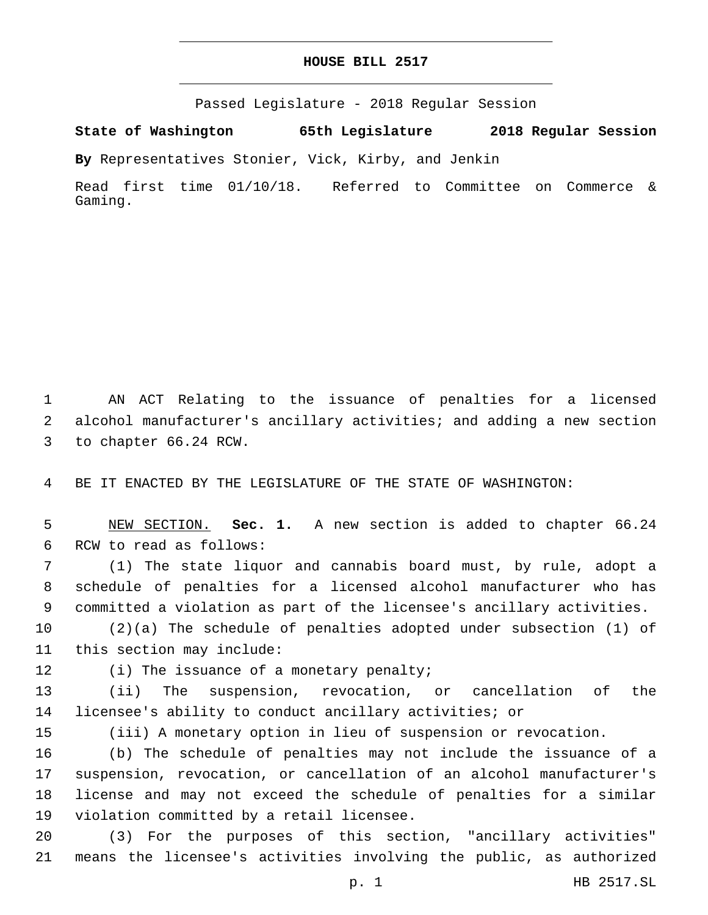# HOUSE BILL 2517

Passed Legislature - 2018 Regular Session

**State of Washington 65th Legislature 2018 Regular Session**

**By** Representatives Stonier, Vick, Kirby, and Jenkin

Read first time 01/10/18. Referred to Committee on Commerce & Gaming.

AN ACT Relating to the issuance of penalties for a licensed alcohol manufacturer's ancillary activities; and adding a new section to chapter 66.24 RCW.

BE IT ENACTED BY THE LEGISLATURE OF THE STATE OF WASHINGTON:

NEW SECTION. **Sec. 1.** A new section is added to chapter 66.24 RCW to read as follows:

(1) The state liquor and cannabis board must, by rule, adopt a schedule of penalties for a licensed alcohol manufacturer who has committed a violation as part of the licensee's ancillary activities.

(2)(a) The schedule of penalties adopted under subsection (1) of this section may include:

(i) The issuance of a monetary penalty;

(ii) The suspension, revocation, or cancellation of the licensee's ability to conduct ancillary activities; or

(iii) A monetary option in lieu of suspension or revocation.

(b) The schedule of penalties may not include the issuance of a suspension, revocation, or cancellation of an alcohol manufacturer's license and may not exceed the schedule of penalties for a similar violation committed by a retail licensee.

(3) For the purposes of this section, "ancillary activities" means the licensee's activities involving the public, as authorized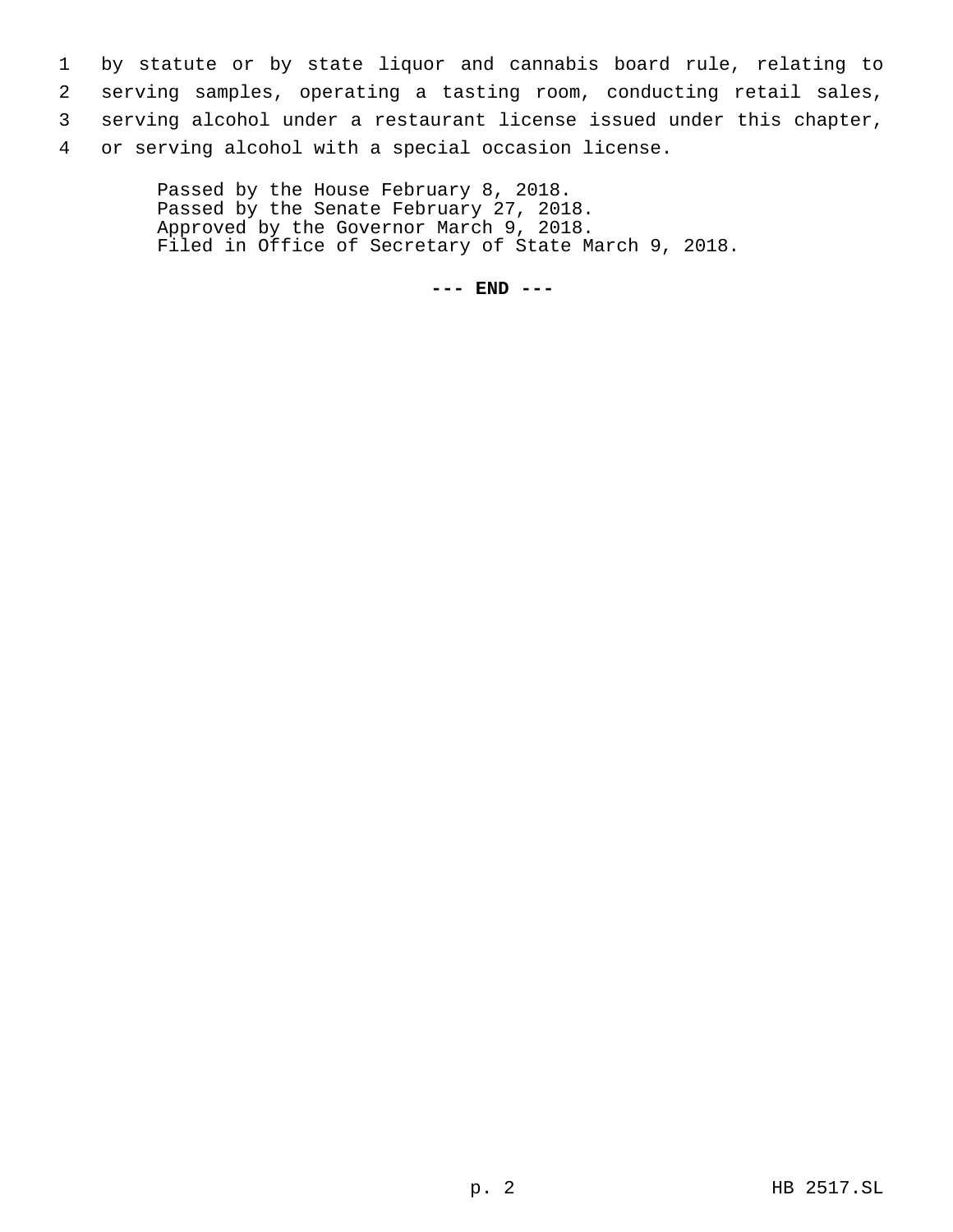by statute or by state liquor and cannabis board rule, relating to serving samples, operating a tasting room, conducting retail sales, serving alcohol under a restaurant license issued under this chapter, or serving alcohol with a special occasion license.

Passed by the House February 8, 2018.
Passed by the Senate February 27, 2018.
Approved by the Governor March 9, 2018.
Filed in Office of Secretary of State March 9, 2018.

**--- END ---**